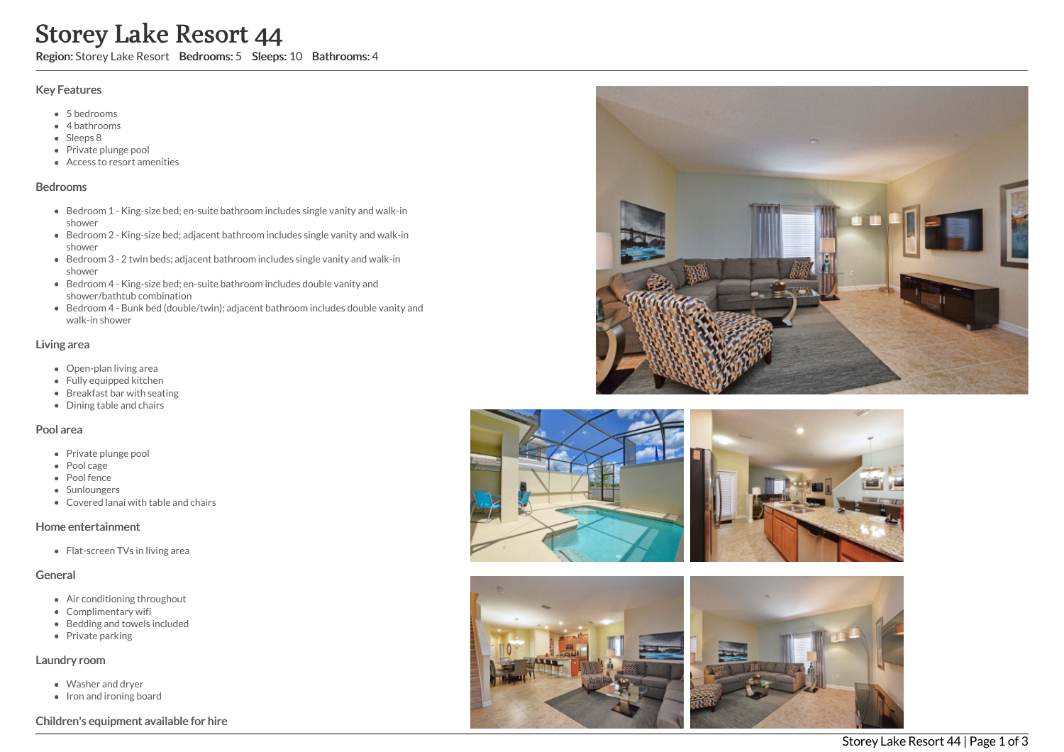# Storey Lake Resort 44

**Region:** Storey Lake Resort **Bedrooms:** 5 **Sleeps:** 10 **Bathrooms:** 4

## Key Features

- 5 bedrooms
- 4 bathrooms
- Sleeps 8
- Private plunge pool
- Access to resort amenities

## Bedrooms

- Bedroom 1 - King-size bed; en-suite bathroom includes single vanity and walk-in shower
- Bedroom 2 - King-size bed; adjacent bathroom includes single vanity and walk-in shower
- Bedroom 3 - 2 twin beds; adjacent bathroom includes single vanity and walk-in shower
- Bedroom 4 - King-size bed; en-suite bathroom includes double vanity and shower/bathtub combination
- Bedroom 4 - Bunk bed (double/twin); adjacent bathroom includes double vanity and walk-in shower

## Living area

- Open-plan living area
- Fully equipped kitchen
- Breakfast bar with seating
- Dining table and chairs

## Pool area

- Private plunge pool
- Pool cage
- Pool fence
- Sunloungers
- Covered lanai with table and chairs

## Home entertainment

- Flat-screen TVs in living area

## General

- Air conditioning throughout
- Complimentary wifi
- Bedding and towels included
- Private parking

## Laundry room

- Washer and dryer
- Iron and ironing board

## Children's equipment available for hire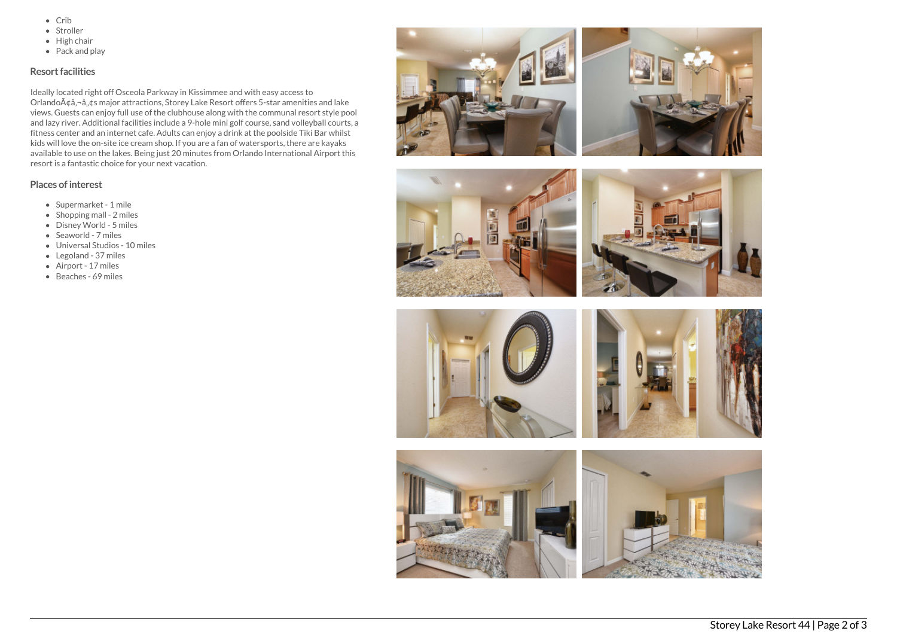- Crib
- Stroller
- High chair
- Pack and play

## Resort facilities

Ideally located right off Osceola Parkway in Kissimmee and with easy access to OrlandoÃ¢â‚¬â„¢s major attractions, Storey Lake Resort offers 5-star amenities and lake views. Guests can enjoy full use of the clubhouse along with the communal resort style pool and lazy river. Additional facilities include a 9-hole mini golf course, sand volleyball courts, a fitness center and an internet cafe. Adults can enjoy a drink at the poolside Tiki Bar whilst kids will love the on-site ice cream shop. If you are a fan of watersports, there are kayaks available to use on the lakes. Being just 20 minutes from Orlando International Airport this resort is a fantastic choice for your next vacation.

## Places of interest

- Supermarket - 1 mile
- Shopping mall - 2 miles
- Disney World - 5 miles
- Seaworld - 7 miles
- Universal Studios - 10 miles
- Legoland - 37 miles
- Airport - 17 miles
- Beaches - 69 miles